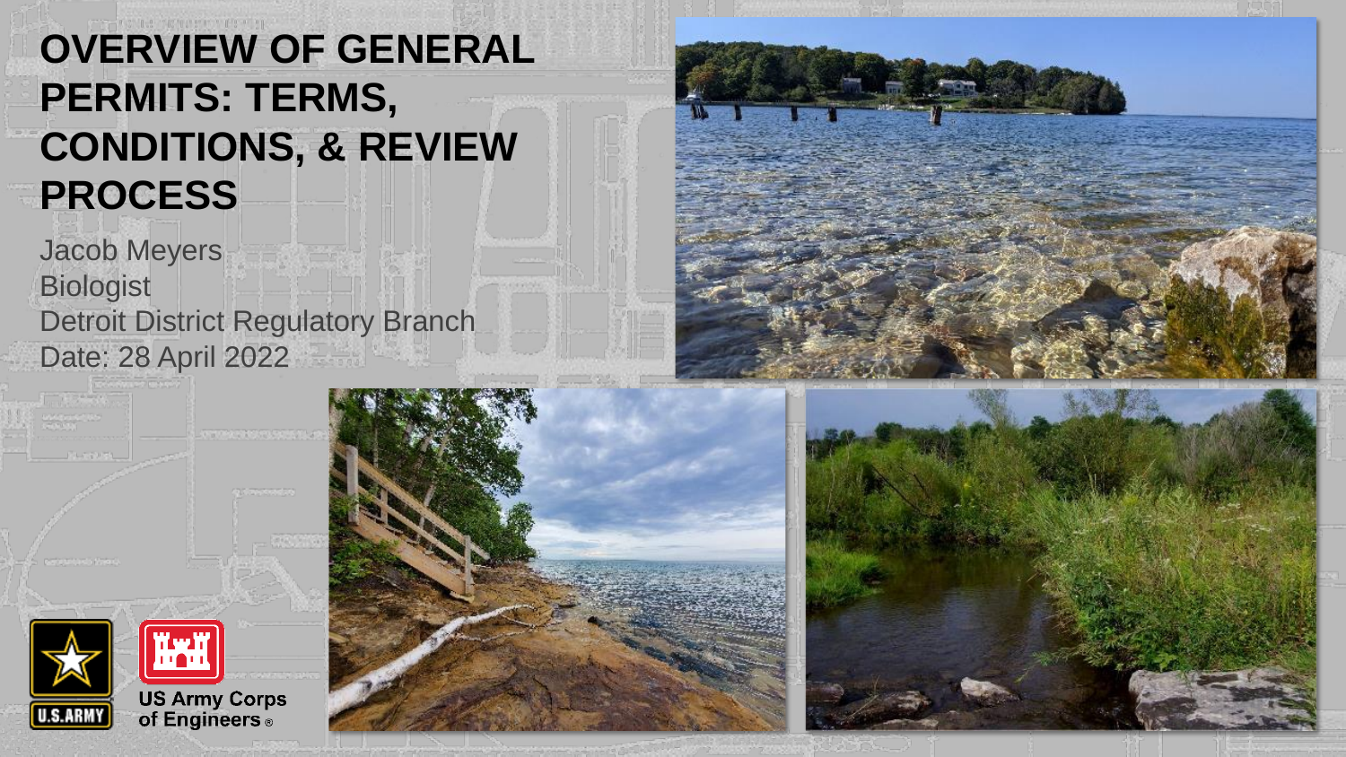# OVERVIEW OF GENERAL PERMITS: TERMS, CONDITIONS, & REVIEW PROCESS

Jacob Meyers
Biologist
Detroit District Regulatory Branch
Date: 28 April 2022

U.S.ARMY

US Army Corps of Engineers®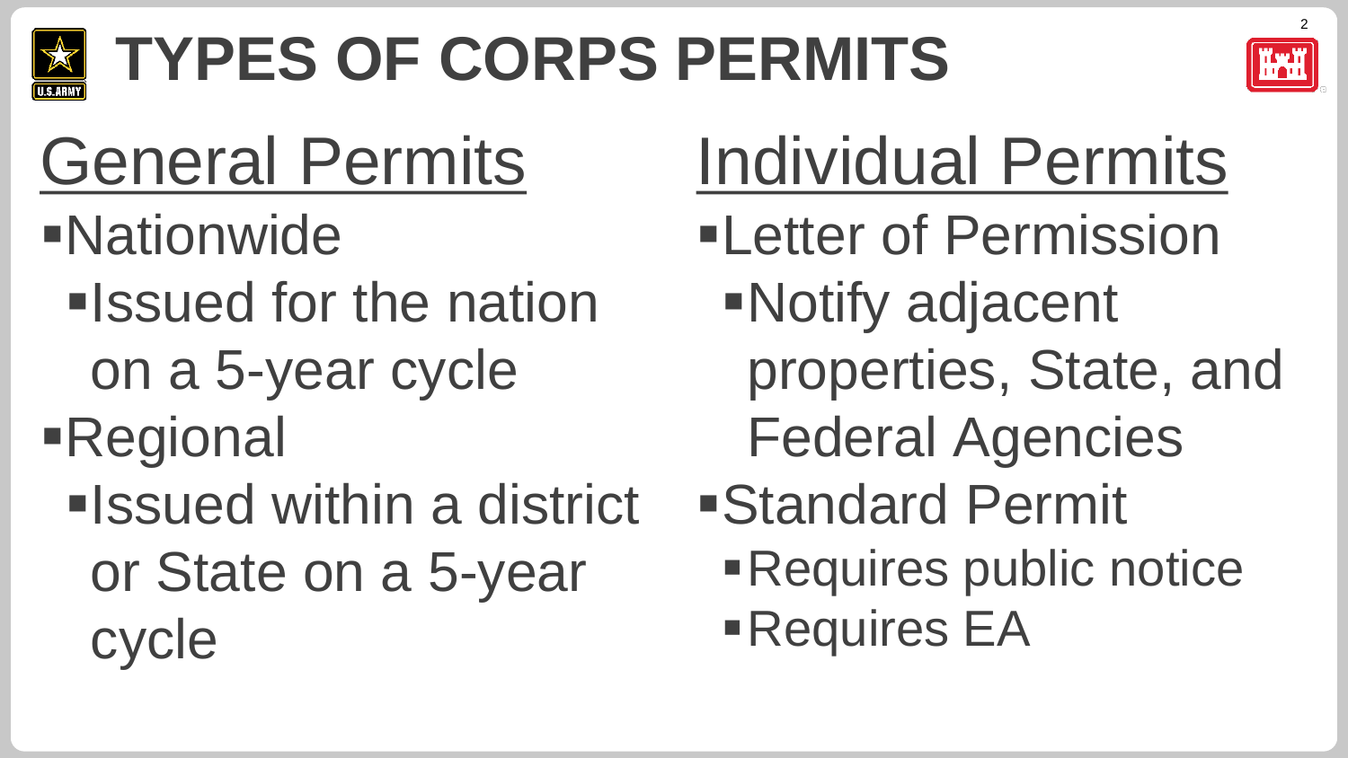# TYPES OF CORPS PERMITS

## General Permits

- Nationwide
  - Issued for the nation on a 5-year cycle
- Regional
  - Issued within a district or State on a 5-year cycle

## Individual Permits

- Letter of Permission
  - Notify adjacent properties, State, and Federal Agencies
- Standard Permit
  - Requires public notice
  - Requires EA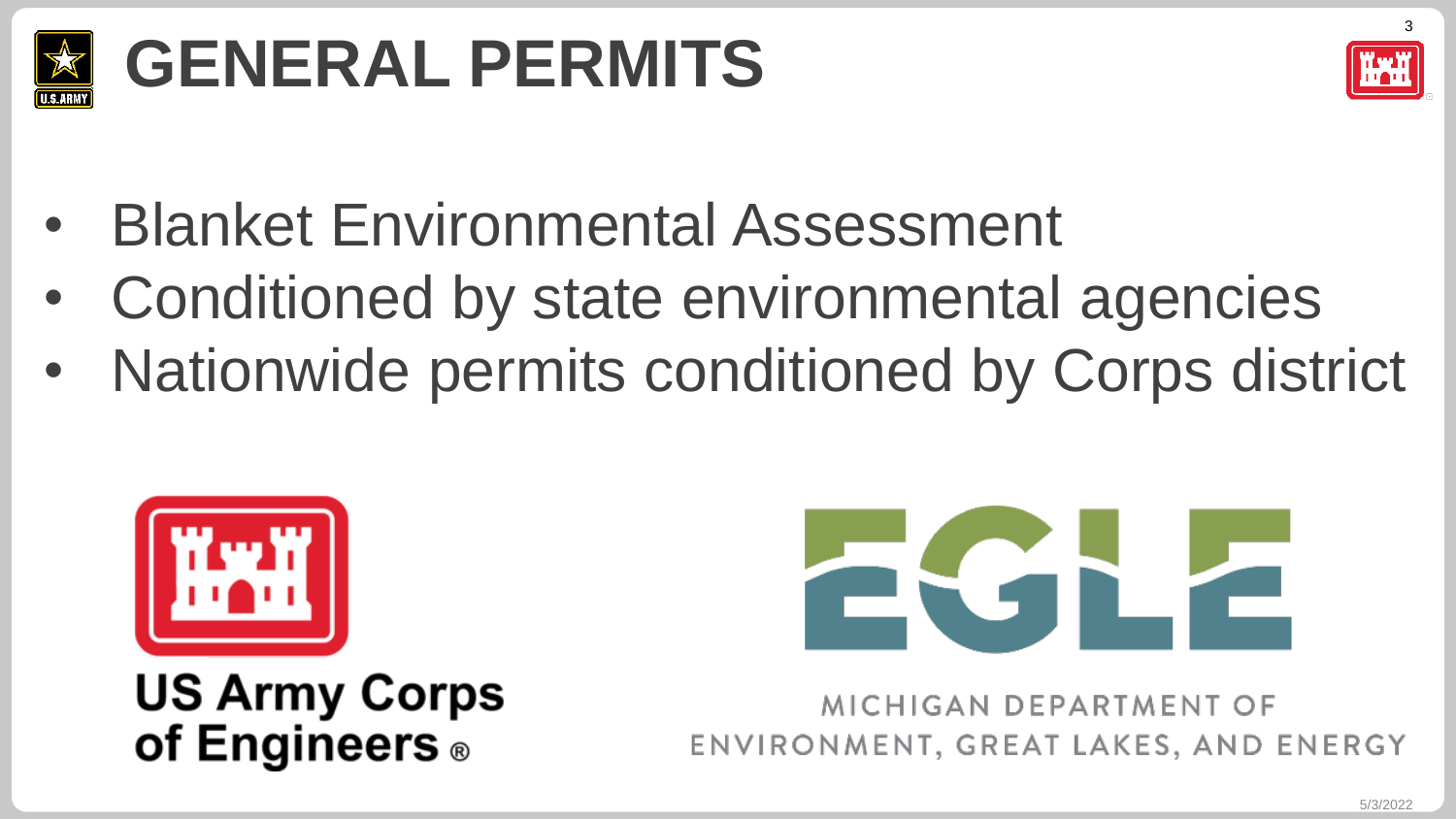# GENERAL PERMITS

- Blanket Environmental Assessment
- Conditioned by state environmental agencies
- Nationwide permits conditioned by Corps district

US Army Corps of Engineers ®

EGLE

MICHIGAN DEPARTMENT OF ENVIRONMENT, GREAT LAKES, AND ENERGY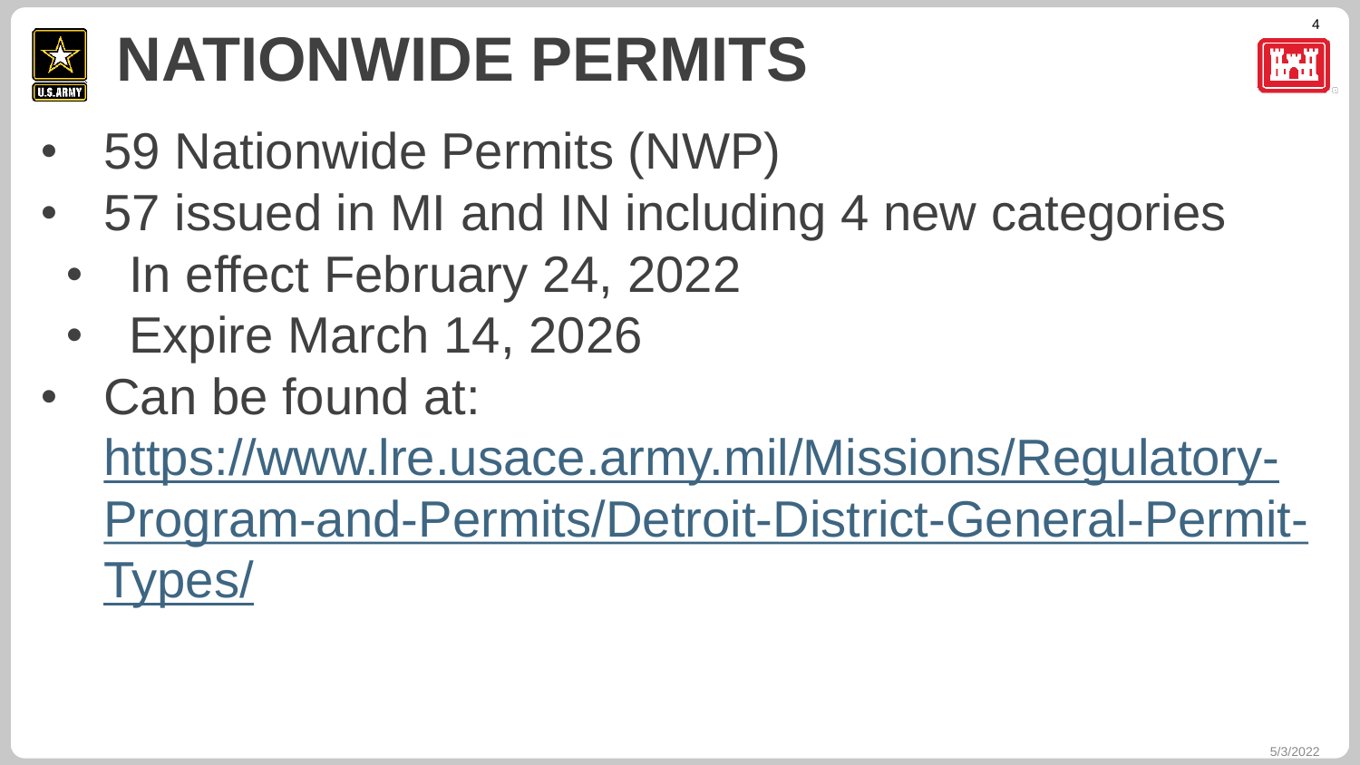# NATIONWIDE PERMITS

- 59 Nationwide Permits (NWP)
- 57 issued in MI and IN including 4 new categories
  - In effect February 24, 2022
  - Expire March 14, 2026
- Can be found at: [https://www.lre.usace.army.mil/Missions/Regulatory-Program-and-Permits/Detroit-District-General-Permit-Types/](https://www.lre.usace.army.mil/Missions/Regulatory-Program-and-Permits/Detroit-District-General-Permit-Types/)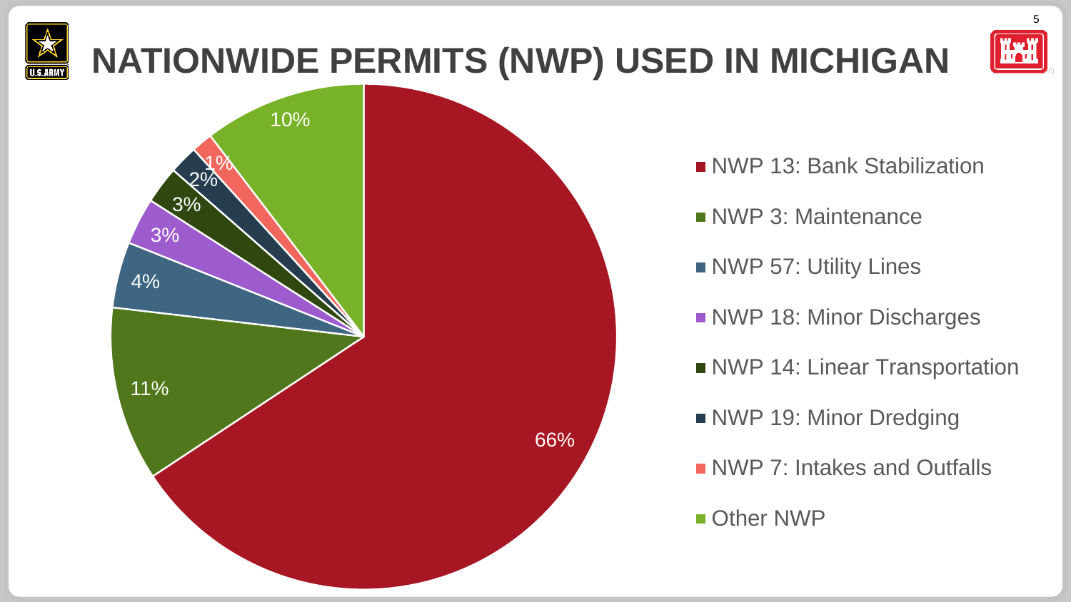# NATIONWIDE PERMITS (NWP) USED IN MICHIGAN

| NWP | Percentage |
| --- | --- |
| NWP 13: Bank Stabilization | 66% |
| NWP 3: Maintenance | 11% |
| NWP 57: Utility Lines | 4% |
| NWP 18: Minor Discharges | 3% |
| NWP 14: Linear Transportation | 3% |
| NWP 19: Minor Dredging | 2% |
| NWP 7: Intakes and Outfalls | 1% |
| Other NWP | 10% |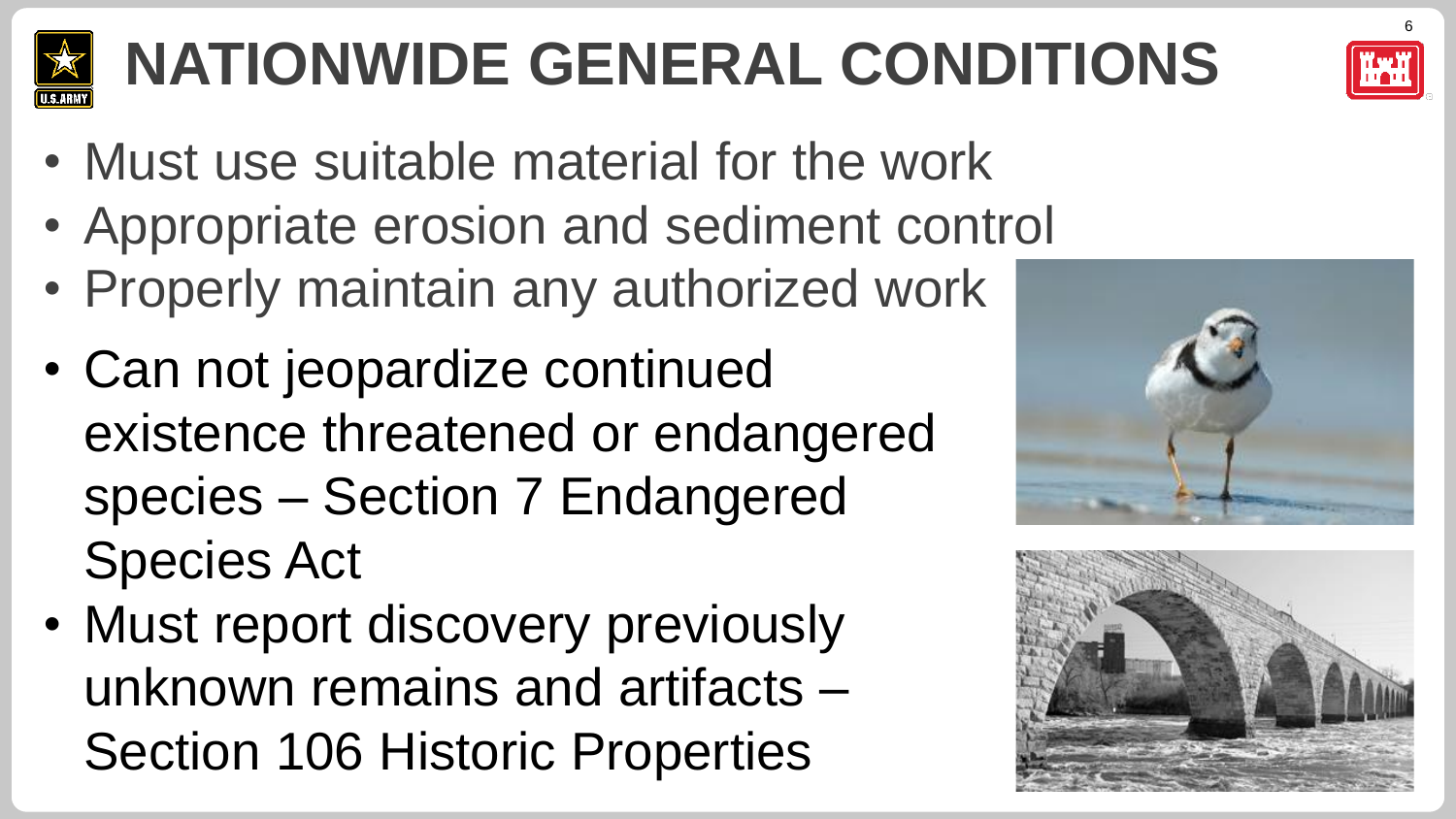# NATIONWIDE GENERAL CONDITIONS

- Must use suitable material for the work
- Appropriate erosion and sediment control
- Properly maintain any authorized work
- Can not jeopardize continued existence threatened or endangered species – Section 7 Endangered Species Act
- Must report discovery previously unknown remains and artifacts – Section 106 Historic Properties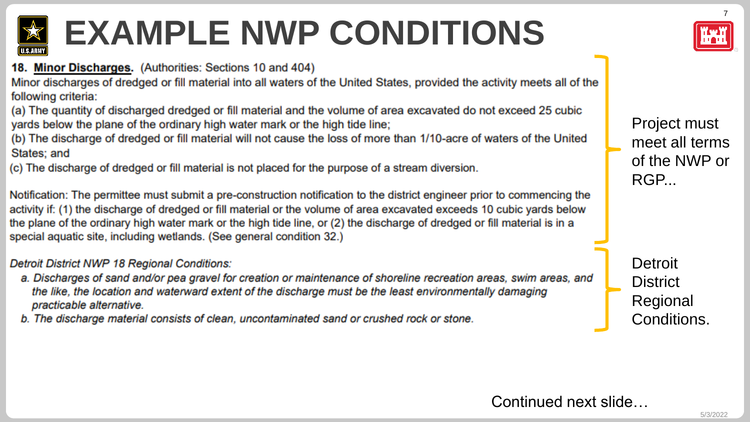# EXAMPLE NWP CONDITIONS

**18. Minor Discharges.** (Authorities: Sections 10 and 404)

Minor discharges of dredged or fill material into all waters of the United States, provided the activity meets all of the following criteria:

(a) The quantity of discharged dredged or fill material and the volume of area excavated do not exceed 25 cubic yards below the plane of the ordinary high water mark or the high tide line;

(b) The discharge of dredged or fill material will not cause the loss of more than 1/10-acre of waters of the United States; and

(c) The discharge of dredged or fill material is not placed for the purpose of a stream diversion.

Notification: The permittee must submit a pre-construction notification to the district engineer prior to commencing the activity if: (1) the discharge of dredged or fill material or the volume of area excavated exceeds 10 cubic yards below the plane of the ordinary high water mark or the high tide line, or (2) the discharge of dredged or fill material is in a special aquatic site, including wetlands. (See general condition 32.)

Project must meet all terms of the NWP or RGP...

*Detroit District NWP 18 Regional Conditions:*

*a. Discharges of sand and/or pea gravel for creation or maintenance of shoreline recreation areas, swim areas, and the like, the location and waterward extent of the discharge must be the least environmentally damaging practicable alternative.*

*b. The discharge material consists of clean, uncontaminated sand or crushed rock or stone.*

Detroit District Regional Conditions.

Continued next slide…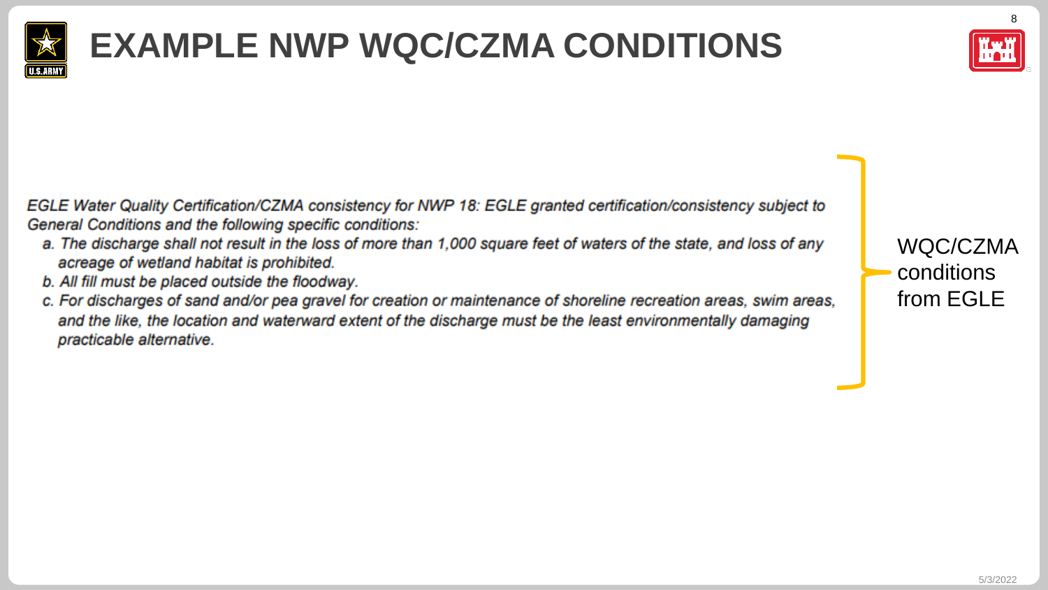# EXAMPLE NWP WQC/CZMA CONDITIONS

*EGLE Water Quality Certification/CZMA consistency for NWP 18: EGLE granted certification/consistency subject to General Conditions and the following specific conditions:*

*a. The discharge shall not result in the loss of more than 1,000 square feet of waters of the state, and loss of any acreage of wetland habitat is prohibited.*

*b. All fill must be placed outside the floodway.*

*c. For discharges of sand and/or pea gravel for creation or maintenance of shoreline recreation areas, swim areas, and the like, the location and waterward extent of the discharge must be the least environmentally damaging practicable alternative.*

WQC/CZMA conditions from EGLE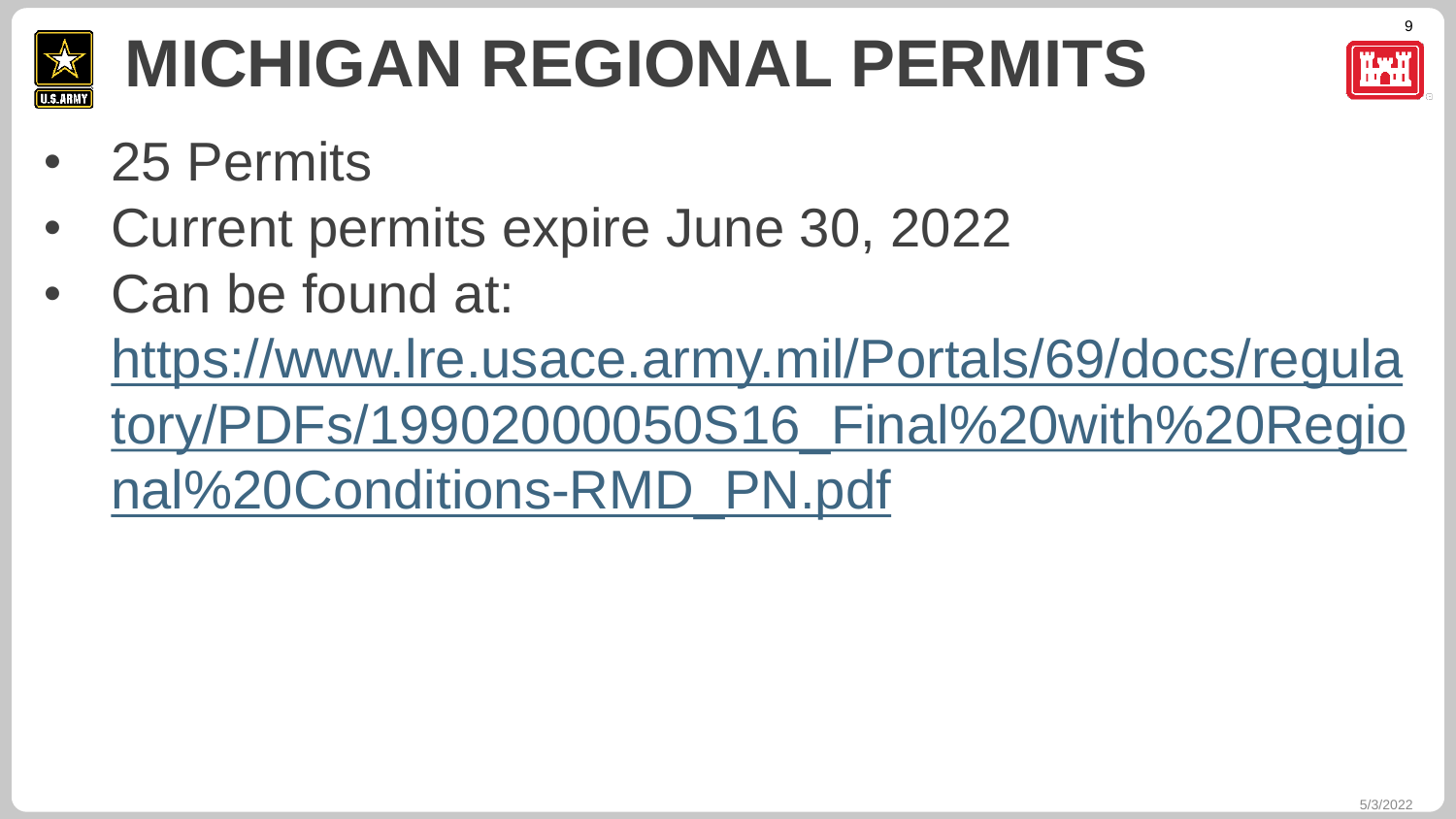# MICHIGAN REGIONAL PERMITS

- 25 Permits
- Current permits expire June 30, 2022
- Can be found at: https://www.lre.usace.army.mil/Portals/69/docs/regulatory/PDFs/19902000050S16_Final%20with%20Regional%20Conditions-RMD_PN.pdf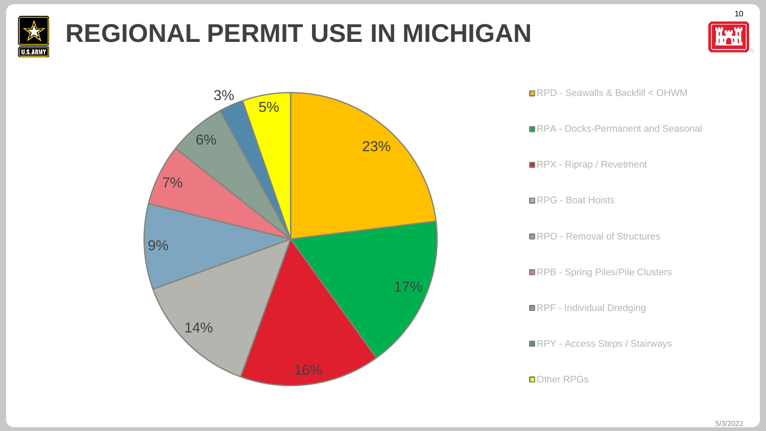# REGIONAL PERMIT USE IN MICHIGAN

| Regional Permit | Percentage |
| --- | --- |
| RPD - Seawalls & Backfill < OHWM | 23% |
| RPA - Docks-Permanent and Seasonal | 17% |
| RPX - Riprap / Revetment | 16% |
| RPG - Boat Hoists | 14% |
| RPO - Removal of Structures | 9% |
| RPB - Spring Piles/Pile Clusters | 7% |
| RPF - Individual Dredging | 6% |
| RPY - Access Steps / Stairways | 3% |
| Other RPGs | 5% |

5/3/2022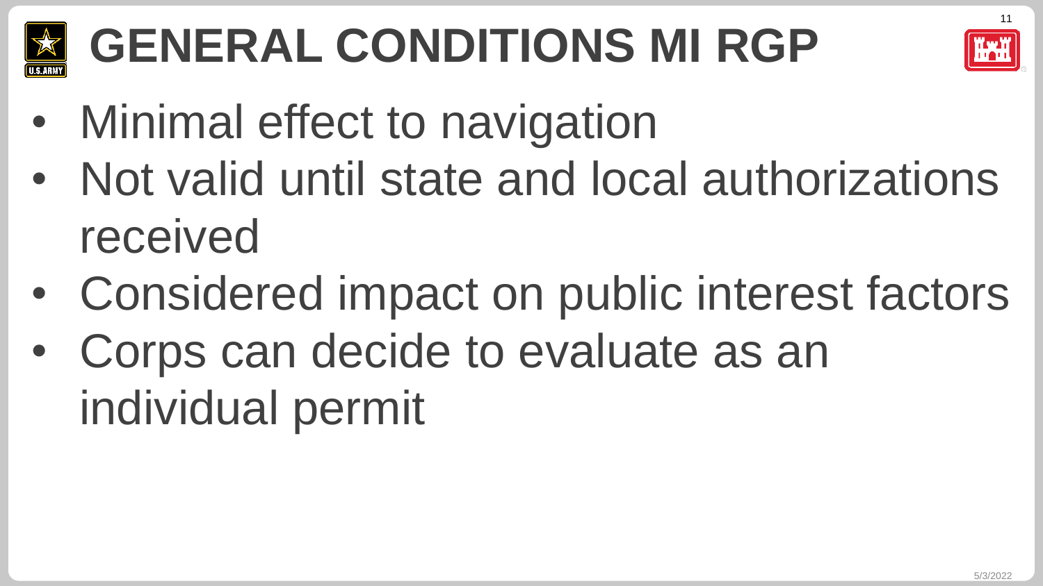# GENERAL CONDITIONS MI RGP

- Minimal effect to navigation
- Not valid until state and local authorizations received
- Considered impact on public interest factors
- Corps can decide to evaluate as an individual permit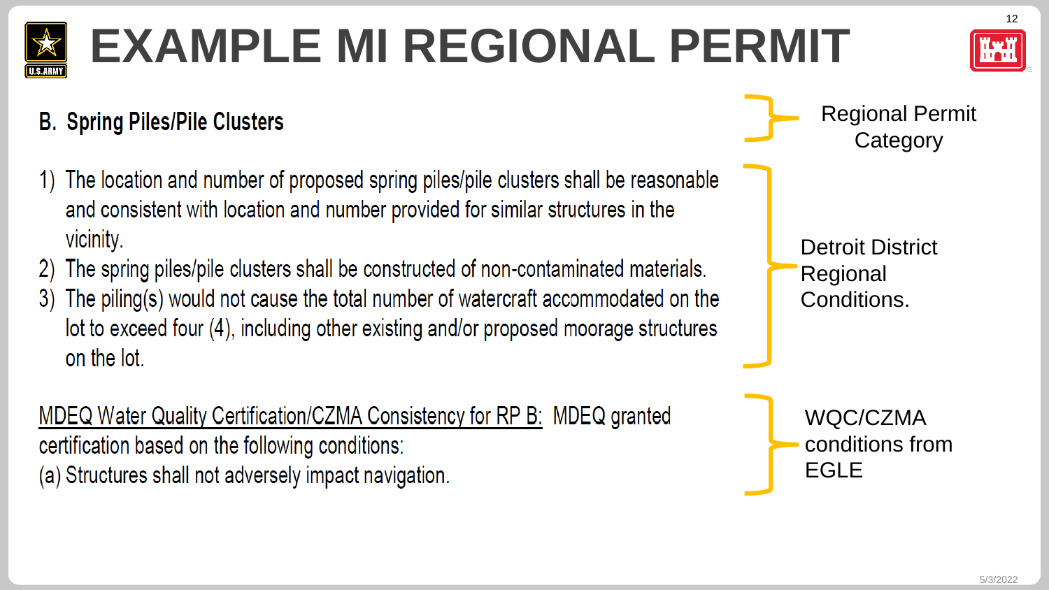# EXAMPLE MI REGIONAL PERMIT

## B. Spring Piles/Pile Clusters

1) The location and number of proposed spring piles/pile clusters shall be reasonable and consistent with location and number provided for similar structures in the vicinity.
2) The spring piles/pile clusters shall be constructed of non-contaminated materials.
3) The piling(s) would not cause the total number of watercraft accommodated on the lot to exceed four (4), including other existing and/or proposed moorage structures on the lot.

<u>MDEQ Water Quality Certification/CZMA Consistency for RP B:</u> MDEQ granted certification based on the following conditions:
(a) Structures shall not adversely impact navigation.

Regional Permit Category

Detroit District Regional Conditions.

WQC/CZMA conditions from EGLE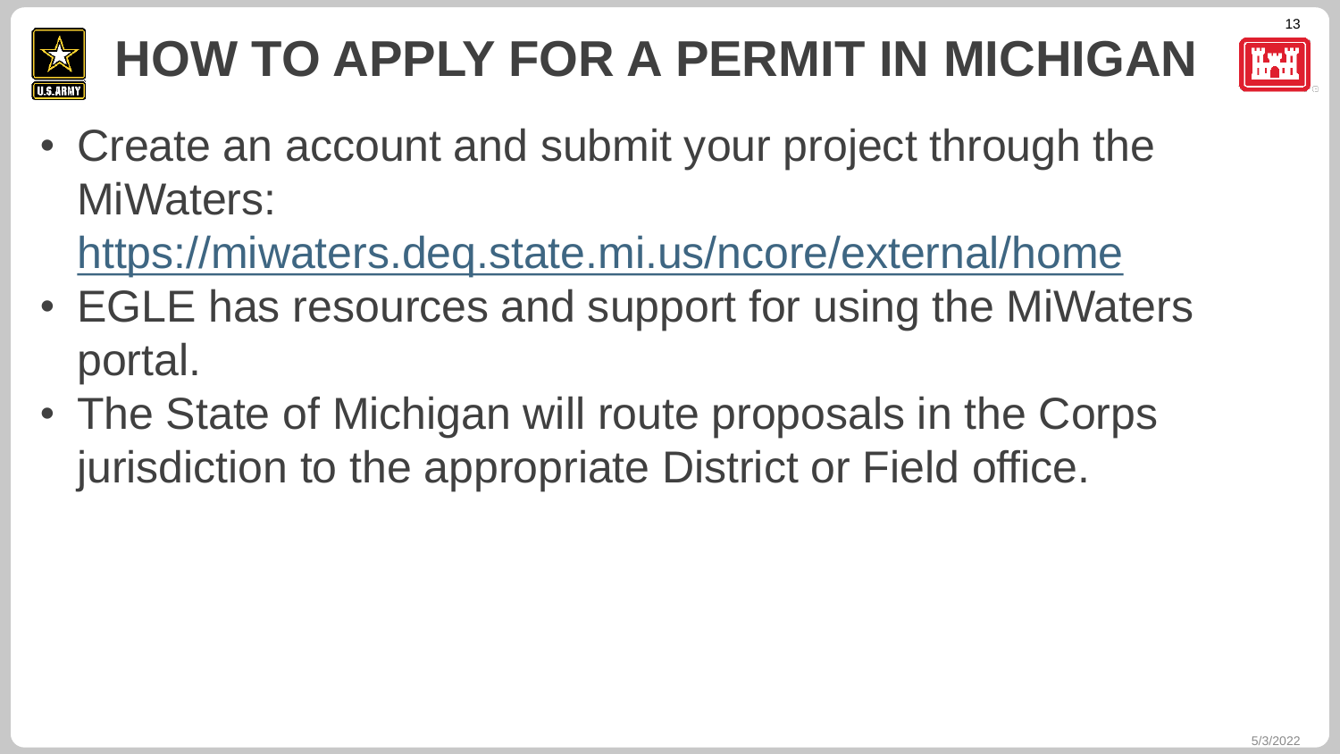# HOW TO APPLY FOR A PERMIT IN MICHIGAN

- Create an account and submit your project through the MiWaters: https://miwaters.deq.state.mi.us/ncore/external/home
- EGLE has resources and support for using the MiWaters portal.
- The State of Michigan will route proposals in the Corps jurisdiction to the appropriate District or Field office.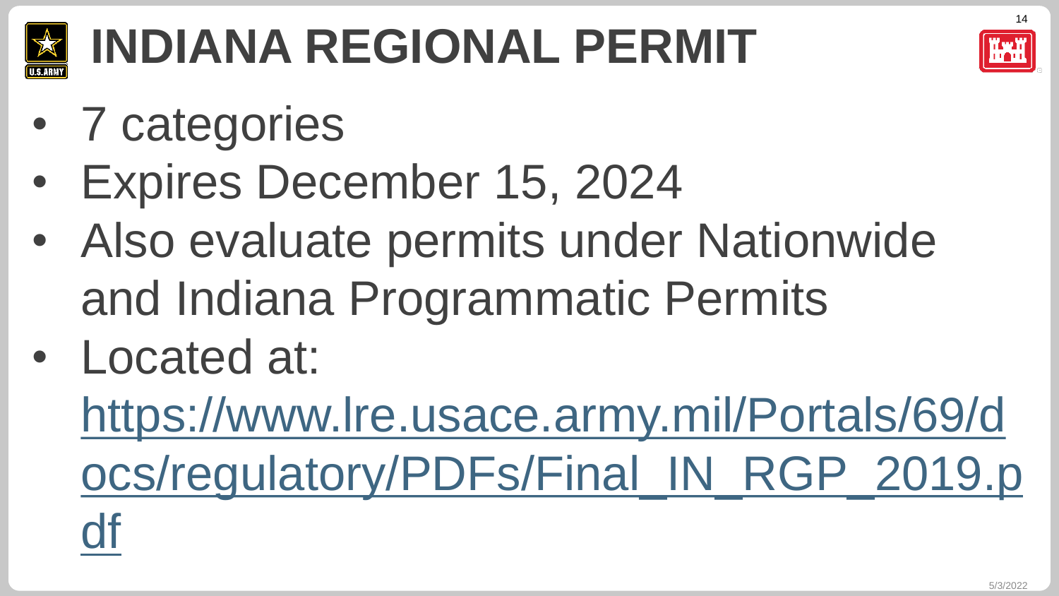# INDIANA REGIONAL PERMIT

- 7 categories
- Expires December 15, 2024
- Also evaluate permits under Nationwide and Indiana Programmatic Permits
- Located at: https://www.lre.usace.army.mil/Portals/69/docs/regulatory/PDFs/Final_IN_RGP_2019.pdf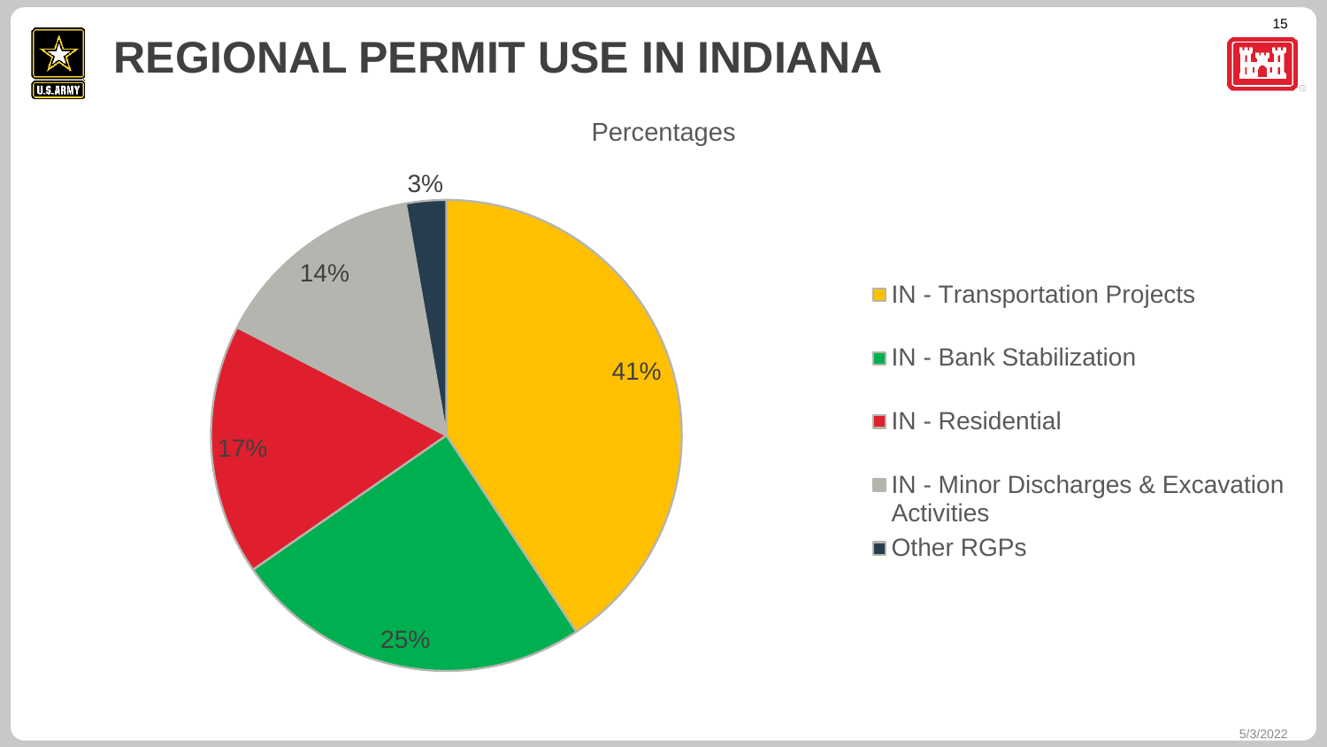# REGIONAL PERMIT USE IN INDIANA

Percentages

| Category | Percentage |
| --- | --- |
| IN - Transportation Projects | 41% |
| IN - Bank Stabilization | 25% |
| IN - Residential | 17% |
| IN - Minor Discharges & Excavation Activities | 14% |
| Other RGPs | 3% |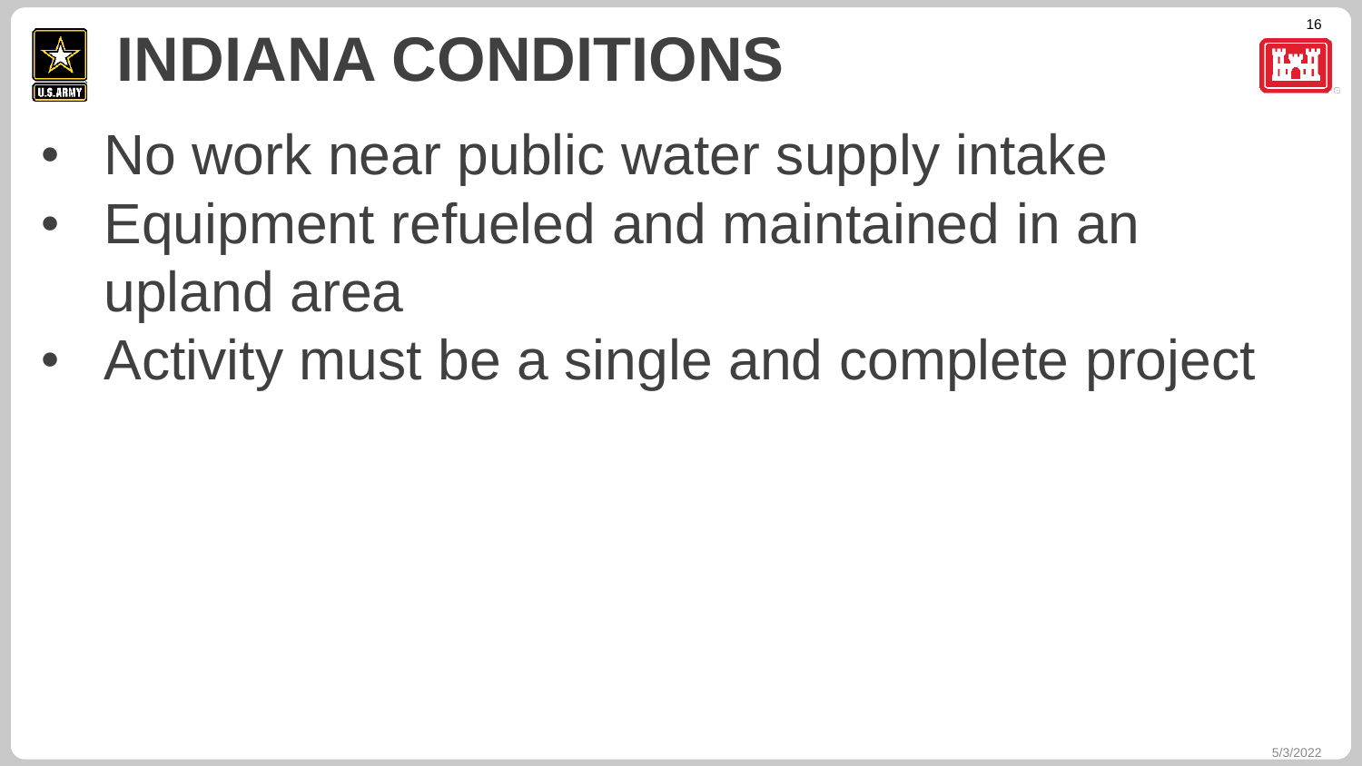# INDIANA CONDITIONS

- No work near public water supply intake
- Equipment refueled and maintained in an upland area
- Activity must be a single and complete project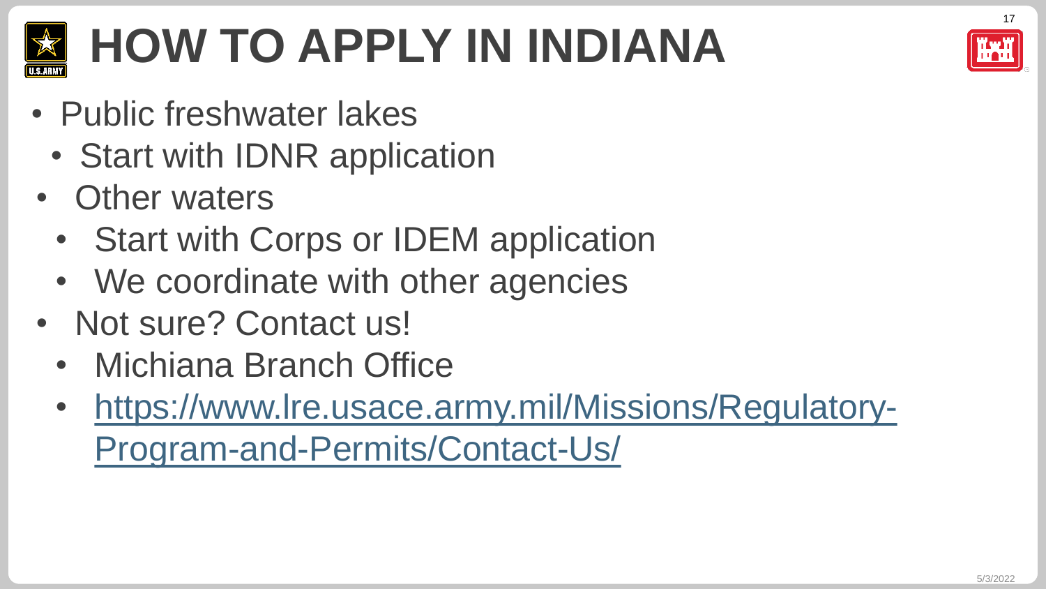# HOW TO APPLY IN INDIANA

- Public freshwater lakes
  - Start with IDNR application
- Other waters
  - Start with Corps or IDEM application
  - We coordinate with other agencies
- Not sure? Contact us!
  - Michiana Branch Office
  - https://www.lre.usace.army.mil/Missions/Regulatory-Program-and-Permits/Contact-Us/

5/3/2022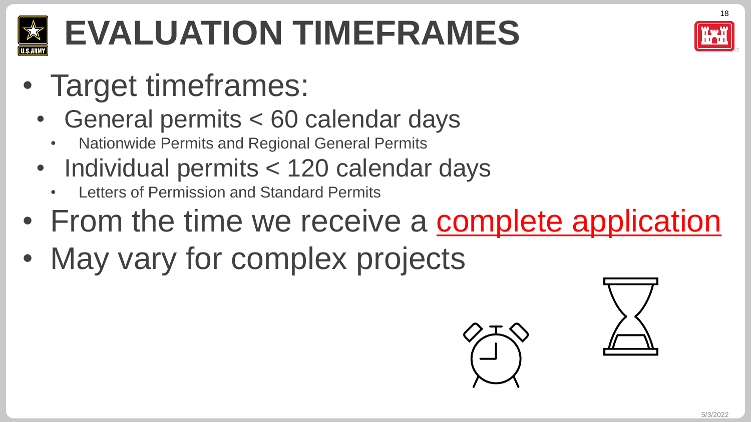# EVALUATION TIMEFRAMES

- Target timeframes:
  - General permits < 60 calendar days
    - Nationwide Permits and Regional General Permits
  - Individual permits < 120 calendar days
    - Letters of Permission and Standard Permits
- From the time we receive a complete application
- May vary for complex projects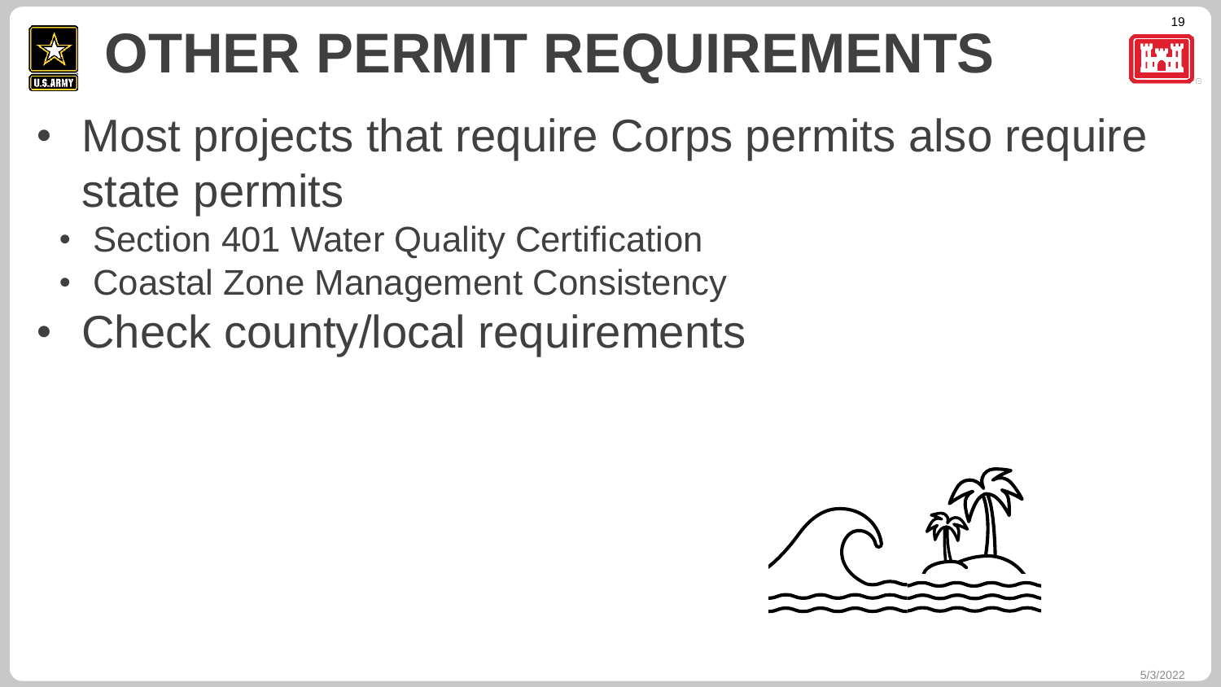# OTHER PERMIT REQUIREMENTS

- Most projects that require Corps permits also require state permits
  - Section 401 Water Quality Certification
  - Coastal Zone Management Consistency
- Check county/local requirements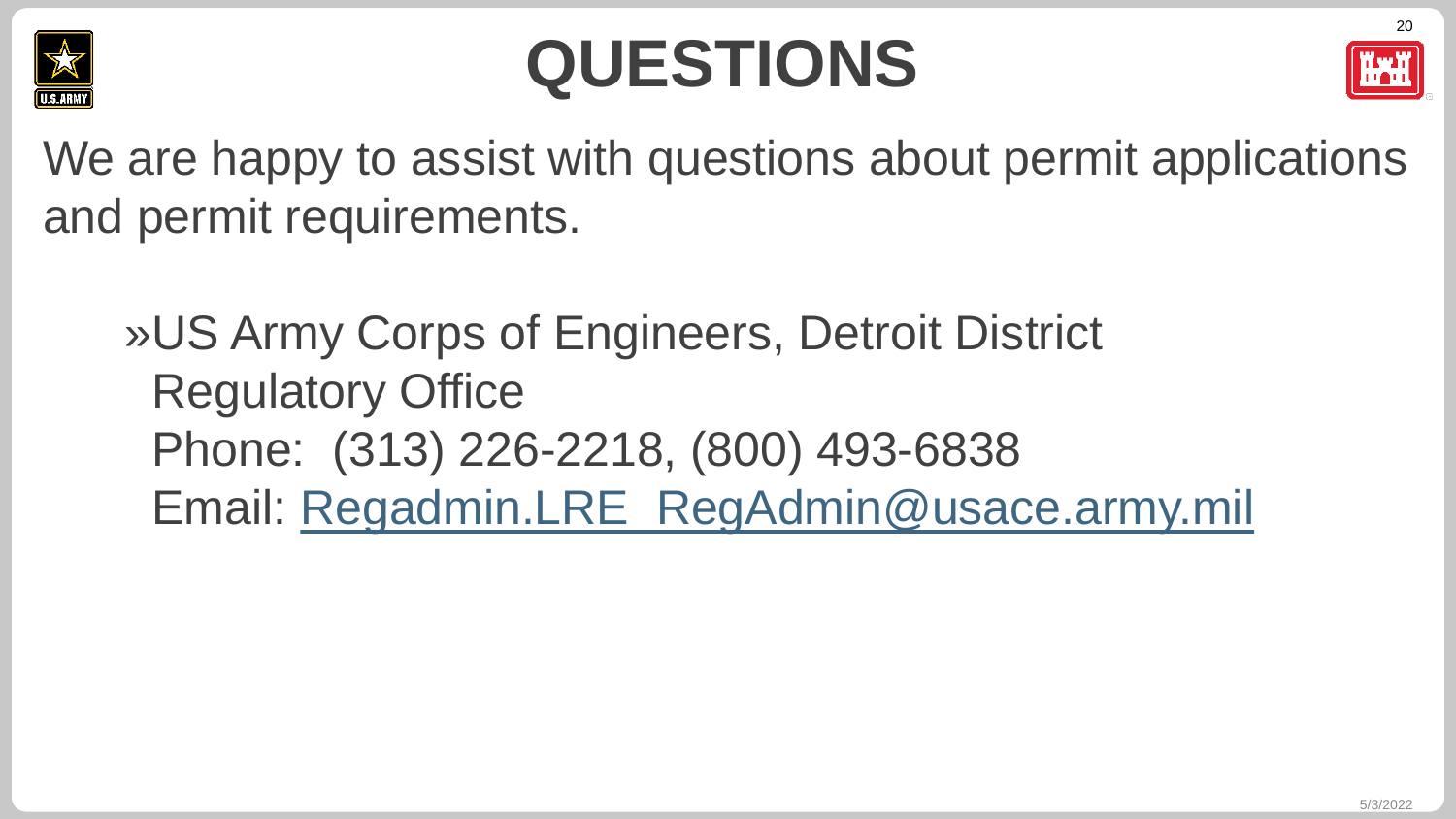# QUESTIONS

We are happy to assist with questions about permit applications and permit requirements.

» US Army Corps of Engineers, Detroit District
  Regulatory Office
  Phone: (313) 226-2218, (800) 493-6838
  Email: Regadmin.LRE_RegAdmin@usace.army.mil